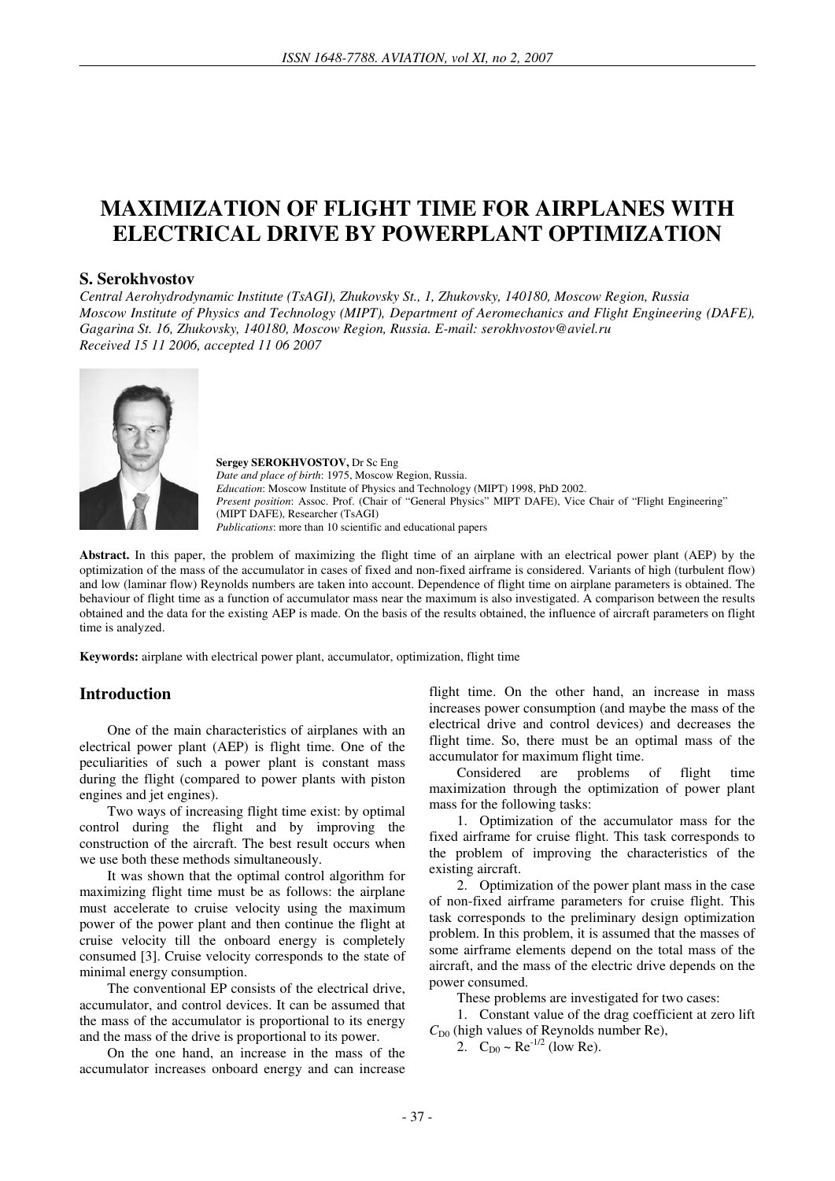# MAXIMIZATION OF FLIGHT TIME FOR AIRPLANES WITH ELECTRICAL DRIVE BY POWERPLANT OPTIMIZATION

**S. Serokhvostov**

*Central Aerohydrodynamic Institute (TsAGI), Zhukovsky St., 1, Zhukovsky, 140180, Moscow Region, Russia*
*Moscow Institute of Physics and Technology (MIPT), Department of Aeromechanics and Flight Engineering (DAFE), Gagarina St. 16, Zhukovsky, 140180, Moscow Region, Russia. E-mail: serokhvostov@aviel.ru*
*Received 15 11 2006, accepted 11 06 2007*

**Sergey SEROKHVOSTOV,** Dr Sc Eng
*Date and place of birth*: 1975, Moscow Region, Russia.
*Education*: Moscow Institute of Physics and Technology (MIPT) 1998, PhD 2002.
*Present position*: Assoc. Prof. (Chair of "General Physics" MIPT DAFE), Vice Chair of "Flight Engineering" (MIPT DAFE), Researcher (TsAGI)
*Publications*: more than 10 scientific and educational papers

**Abstract.** In this paper, the problem of maximizing the flight time of an airplane with an electrical power plant (AEP) by the optimization of the mass of the accumulator in cases of fixed and non-fixed airframe is considered. Variants of high (turbulent flow) and low (laminar flow) Reynolds numbers are taken into account. Dependence of flight time on airplane parameters is obtained. The behaviour of flight time as a function of accumulator mass near the maximum is also investigated. A comparison between the results obtained and the data for the existing AEP is made. On the basis of the results obtained, the influence of aircraft parameters on flight time is analyzed.

**Keywords:** airplane with electrical power plant, accumulator, optimization, flight time

## Introduction

One of the main characteristics of airplanes with an electrical power plant (AEP) is flight time. One of the peculiarities of such a power plant is constant mass during the flight (compared to power plants with piston engines and jet engines).

Two ways of increasing flight time exist: by optimal control during the flight and by improving the construction of the aircraft. The best result occurs when we use both these methods simultaneously.

It was shown that the optimal control algorithm for maximizing flight time must be as follows: the airplane must accelerate to cruise velocity using the maximum power of the power plant and then continue the flight at cruise velocity till the onboard energy is completely consumed [3]. Cruise velocity corresponds to the state of minimal energy consumption.

The conventional EP consists of the electrical drive, accumulator, and control devices. It can be assumed that the mass of the accumulator is proportional to its energy and the mass of the drive is proportional to its power.

On the one hand, an increase in the mass of the accumulator increases onboard energy and can increase flight time. On the other hand, an increase in mass increases power consumption (and maybe the mass of the electrical drive and control devices) and decreases the flight time. So, there must be an optimal mass of the accumulator for maximum flight time.

Considered are problems of flight time maximization through the optimization of power plant mass for the following tasks:

1. Optimization of the accumulator mass for the fixed airframe for cruise flight. This task corresponds to the problem of improving the characteristics of the existing aircraft.
2. Optimization of the power plant mass in the case of non-fixed airframe parameters for cruise flight. This task corresponds to the preliminary design optimization problem. In this problem, it is assumed that the masses of some airframe elements depend on the total mass of the aircraft, and the mass of the electric drive depends on the power consumed.

These problems are investigated for two cases:

1. Constant value of the drag coefficient at zero lift $C_{D0}$ (high values of Reynolds number Re),
2. $C_{D0} \sim Re^{-1/2}$ (low Re).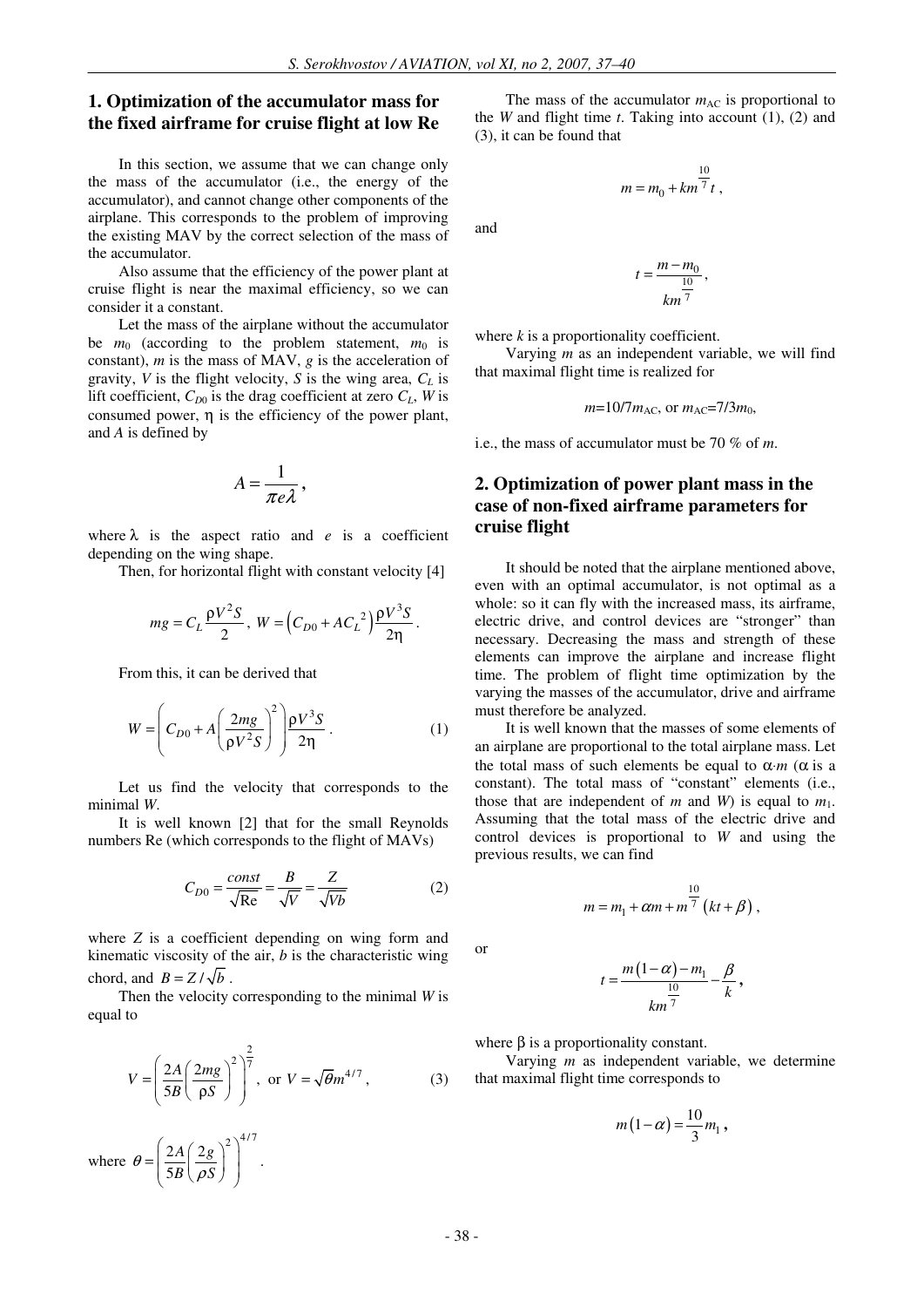## 1. Optimization of the accumulator mass for the fixed airframe for cruise flight at low Re

In this section, we assume that we can change only the mass of the accumulator (i.e., the energy of the accumulator), and cannot change other components of the airplane. This corresponds to the problem of improving the existing MAV by the correct selection of the mass of the accumulator.

Also assume that the efficiency of the power plant at cruise flight is near the maximal efficiency, so we can consider it a constant.

Let the mass of the airplane without the accumulator be $m_0$ (according to the problem statement, $m_0$ is constant), $m$ is the mass of MAV, $g$ is the acceleration of gravity, $V$ is the flight velocity, $S$ is the wing area, $C_L$ is lift coefficient, $C_{D0}$ is the drag coefficient at zero $C_L$, $W$ is consumed power, $\eta$ is the efficiency of the power plant, and $A$ is defined by

$$A = \frac{1}{\pi e \lambda},$$

where $\lambda$ is the aspect ratio and $e$ is a coefficient depending on the wing shape.

Then, for horizontal flight with constant velocity [4]

$$mg = C_L \frac{\rho V^2 S}{2}, \; W = \left(C_{D0} + A C_L{}^2\right)\frac{\rho V^3 S}{2\eta}.$$

From this, it can be derived that

$$W = \left(C_{D0} + A\left(\frac{2mg}{\rho V^2 S}\right)^2\right)\frac{\rho V^3 S}{2\eta}. \tag{1}$$

Let us find the velocity that corresponds to the minimal $W$.

It is well known [2] that for the small Reynolds numbers Re (which corresponds to the flight of MAVs)

$$C_{D0} = \frac{const}{\sqrt{\text{Re}}} = \frac{B}{\sqrt{V}} = \frac{Z}{\sqrt{Vb}} \tag{2}$$

where $Z$ is a coefficient depending on wing form and kinematic viscosity of the air, $b$ is the characteristic wing chord, and $B = Z/\sqrt{b}$.

Then the velocity corresponding to the minimal $W$ is equal to

$$V = \left(\frac{2A}{5B}\left(\frac{2mg}{\rho S}\right)^2\right)^{\frac{2}{7}}, \text{ or } V = \sqrt{\theta} m^{4/7}, \tag{3}$$

where $\theta = \left(\frac{2A}{5B}\left(\frac{2g}{\rho S}\right)^2\right)^{4/7}$.

The mass of the accumulator $m_{AC}$ is proportional to the $W$ and flight time $t$. Taking into account (1), (2) and (3), it can be found that

$$m = m_0 + k m^{\frac{10}{7}} t,$$

and

$$t = \frac{m - m_0}{k m^{\frac{10}{7}}},$$

where $k$ is a proportionality coefficient.

Varying $m$ as an independent variable, we will find that maximal flight time is realized for

$$m = 10/7 m_{AC}, \text{ or } m_{AC} = 7/3 m_0,$$

i.e., the mass of accumulator must be 70 % of $m$.

## 2. Optimization of power plant mass in the case of non-fixed airframe parameters for cruise flight

It should be noted that the airplane mentioned above, even with an optimal accumulator, is not optimal as a whole: so it can fly with the increased mass, its airframe, electric drive, and control devices are "stronger" than necessary. Decreasing the mass and strength of these elements can improve the airplane and increase flight time. The problem of flight time optimization by the varying the masses of the accumulator, drive and airframe must therefore be analyzed.

It is well known that the masses of some elements of an airplane are proportional to the total airplane mass. Let the total mass of such elements be equal to $\alpha \cdot m$ ($\alpha$ is a constant). The total mass of "constant" elements (i.e., those that are independent of $m$ and $W$) is equal to $m_1$. Assuming that the total mass of the electric drive and control devices is proportional to $W$ and using the previous results, we can find

$$m = m_1 + \alpha m + m^{\frac{10}{7}}\left(kt + \beta\right),$$

or

$$t = \frac{m(1-\alpha) - m_1}{k m^{\frac{10}{7}}} - \frac{\beta}{k},$$

where $\beta$ is a proportionality constant.

Varying $m$ as independent variable, we determine that maximal flight time corresponds to

$$m(1-\alpha) = \frac{10}{3} m_1,$$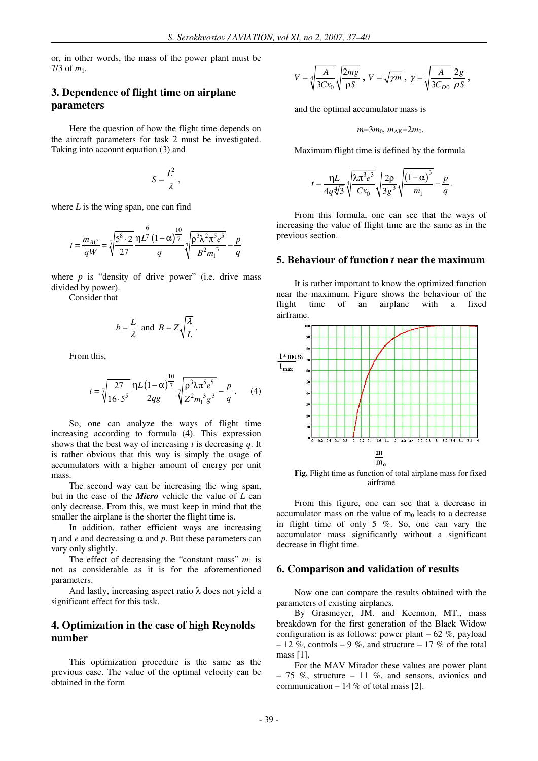or, in other words, the mass of the power plant must be 7/3 of $m_1$.

## 3. Dependence of flight time on airplane parameters

Here the question of how the flight time depends on the aircraft parameters for task 2 must be investigated. Taking into account equation (3) and

$$S = \frac{L^2}{\lambda},$$

where $L$ is the wing span, one can find

$$t = \frac{m_{AC}}{qW} = \sqrt[7]{\frac{5^8 \cdot 2}{27}}\frac{\eta L^{\frac{6}{7}}(1-\alpha)^{\frac{10}{7}}}{q}\sqrt[7]{\frac{\rho^3 \lambda^2 \pi^5 e^5}{B^2 m_1^{\ 3}}} - \frac{p}{q}$$

where $p$ is "density of drive power" (i.e. drive mass divided by power).

Consider that

$$b = \frac{L}{\lambda} \text{ and } B = Z\sqrt{\frac{\lambda}{L}}.$$

From this,

$$t = \sqrt[7]{\frac{27}{16 \cdot 5^5}}\frac{\eta L(1-\alpha)^{\frac{10}{7}}}{2qg}\sqrt[7]{\frac{\rho^3 \lambda \pi^5 e^5}{Z^2 m_1^{\ 3} g^3}} - \frac{p}{q}. \qquad (4)$$

So, one can analyze the ways of flight time increasing according to formula (4). This expression shows that the best way of increasing $t$ is decreasing $q$. It is rather obvious that this way is simply the usage of accumulators with a higher amount of energy per unit mass.

The second way can be increasing the wing span, but in the case of the ***Micro*** vehicle the value of $L$ can only decrease. From this, we must keep in mind that the smaller the airplane is the shorter the flight time is.

In addition, rather efficient ways are increasing $\eta$ and $e$ and decreasing $\alpha$ and $p$. But these parameters can vary only slightly.

The effect of decreasing the "constant mass" $m_1$ is not as considerable as it is for the aforementioned parameters.

And lastly, increasing aspect ratio $\lambda$ does not yield a significant effect for this task.

## 4. Optimization in the case of high Reynolds number

This optimization procedure is the same as the previous case. The value of the optimal velocity can be obtained in the form

$$V = \sqrt[4]{\frac{A}{3Cx_0}}\sqrt{\frac{2mg}{\rho S}},\ V = \sqrt{\gamma m},\ \gamma = \sqrt{\frac{A}{3C_{D0}}}\frac{2g}{\rho S},$$

and the optimal accumulator mass is

$$m = 3m_0,\ m_{AK} = 2m_0.$$

Maximum flight time is defined by the formula

$$t = \frac{\eta L}{4q\sqrt[4]{3}}\sqrt[4]{\frac{\lambda \pi^3 e^3}{Cx_0}}\sqrt{\frac{2\rho}{3g^3}}\sqrt{\frac{(1-\alpha)^3}{m_1}} - \frac{p}{q}.$$

From this formula, one can see that the ways of increasing the value of flight time are the same as in the previous section.

## 5. Behaviour of function *t* near the maximum

It is rather important to know the optimized function near the maximum. Figure shows the behaviour of the flight time of an airplane with a fixed airframe.

**Fig.** Flight time as function of total airplane mass for fixed airframe

From this figure, one can see that a decrease in accumulator mass on the value of $m_0$ leads to a decrease in flight time of only 5 %. So, one can vary the accumulator mass significantly without a significant decrease in flight time.

## 6. Comparison and validation of results

Now one can compare the results obtained with the parameters of existing airplanes.

By Grasmeyer, JM. and Keennon, MT., mass breakdown for the first generation of the Black Widow configuration is as follows: power plant – 62 %, payload – 12 %, controls – 9 %, and structure – 17 % of the total mass [1].

For the MAV Mirador these values are power plant – 75 %, structure – 11 %, and sensors, avionics and communication – 14 % of total mass [2].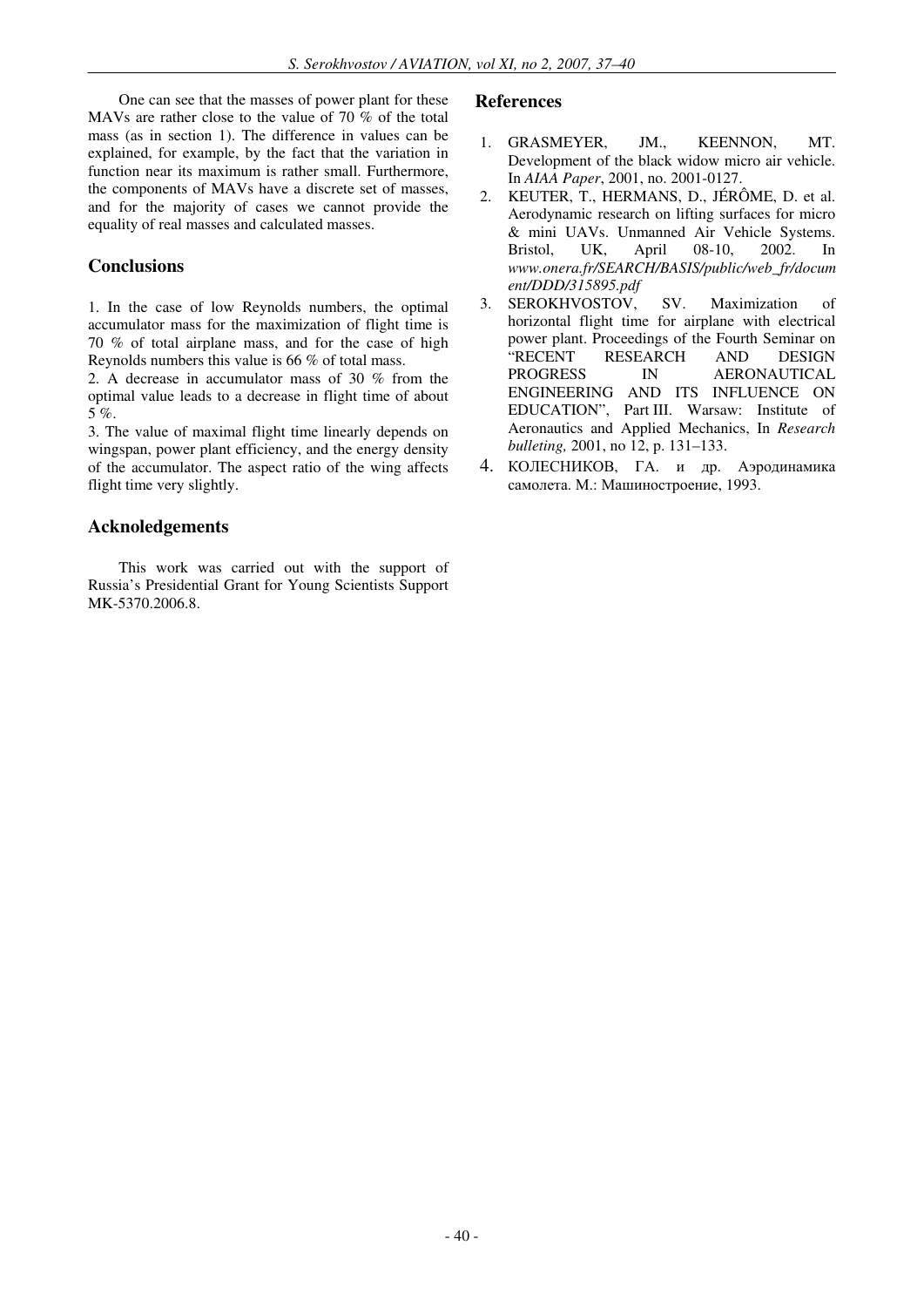One can see that the masses of power plant for these MAVs are rather close to the value of 70 % of the total mass (as in section 1). The difference in values can be explained, for example, by the fact that the variation in function near its maximum is rather small. Furthermore, the components of MAVs have a discrete set of masses, and for the majority of cases we cannot provide the equality of real masses and calculated masses.

## Conclusions

1. In the case of low Reynolds numbers, the optimal accumulator mass for the maximization of flight time is 70 % of total airplane mass, and for the case of high Reynolds numbers this value is 66 % of total mass.
2. A decrease in accumulator mass of 30 % from the optimal value leads to a decrease in flight time of about 5 %.
3. The value of maximal flight time linearly depends on wingspan, power plant efficiency, and the energy density of the accumulator. The aspect ratio of the wing affects flight time very slightly.

## Acknoledgements

This work was carried out with the support of Russia's Presidential Grant for Young Scientists Support MK-5370.2006.8.

## References

1. GRASMEYER, JM., KEENNON, MT. Development of the black widow micro air vehicle. In *AIAA Paper*, 2001, no. 2001-0127.
2. KEUTER, T., HERMANS, D., JÉRÔME, D. et al. Aerodynamic research on lifting surfaces for micro & mini UAVs. Unmanned Air Vehicle Systems. Bristol, UK, April 08-10, 2002. In *www.onera.fr/SEARCH/BASIS/public/web_fr/document/DDD/315895.pdf*
3. SEROKHVOSTOV, SV. Maximization of horizontal flight time for airplane with electrical power plant. Proceedings of the Fourth Seminar on "RECENT RESEARCH AND DESIGN PROGRESS IN AERONAUTICAL ENGINEERING AND ITS INFLUENCE ON EDUCATION", Part III. Warsaw: Institute of Aeronautics and Applied Mechanics, In *Research bulleting,* 2001, no 12, p. 131–133.
4. КОЛЕСНИКОВ, ГА. и др. Аэродинамика самолета. М.: Машиностроение, 1993.